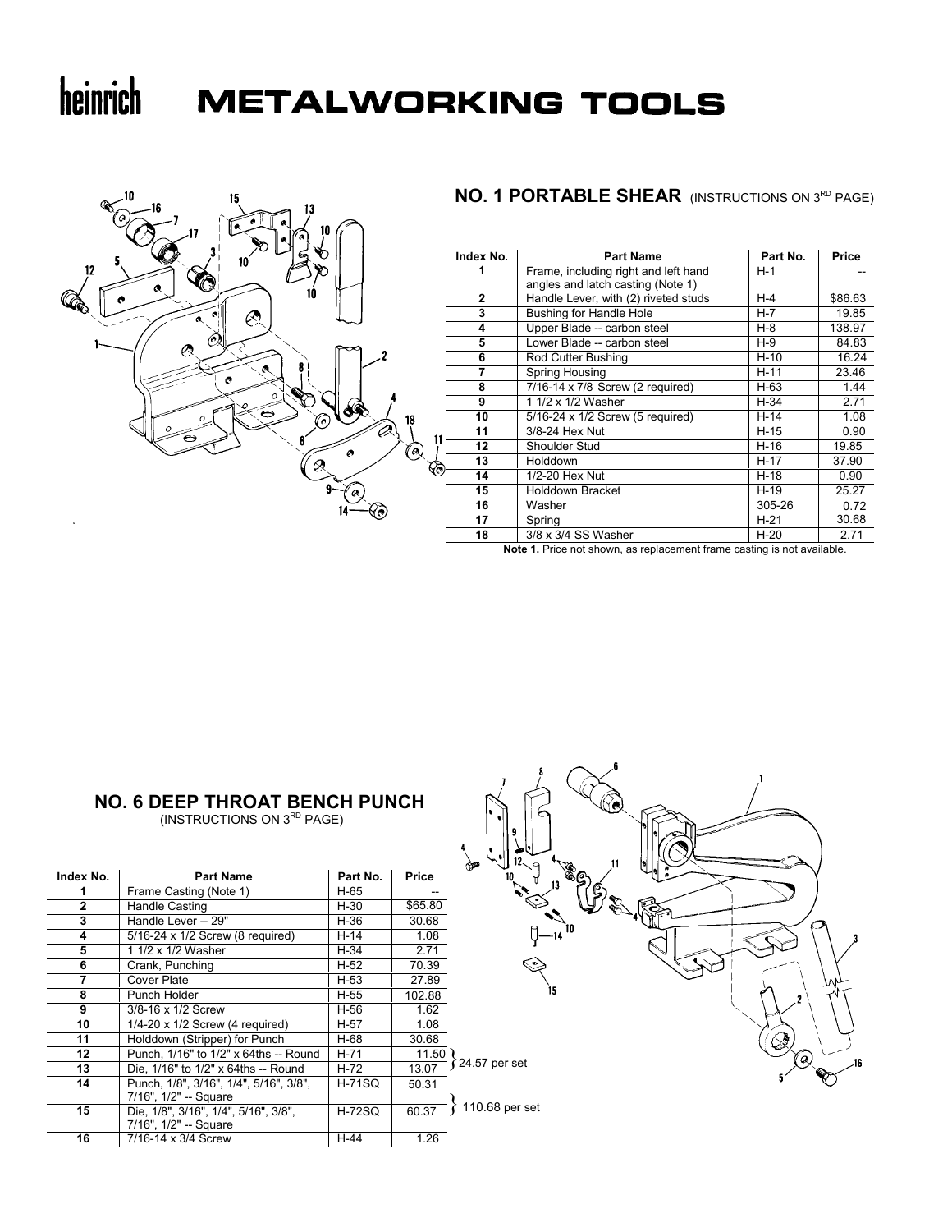# heinrich METALWORKING TOOLS

## NO. 1 PORTABLE SHEAR (INSTRUCTIONS ON 3RD PAGE)

| Index No. | Part Name | Part No. | Price |
|---|---|---|---|
| 1 | Frame, including right and left hand angles and latch casting (Note 1) | H-1 | -- |
| 2 | Handle Lever, with (2) riveted studs | H-4 | $86.63 |
| 3 | Bushing for Handle Hole | H-7 | 19.85 |
| 4 | Upper Blade -- carbon steel | H-8 | 138.97 |
| 5 | Lower Blade -- carbon steel | H-9 | 84.83 |
| 6 | Rod Cutter Bushing | H-10 | 16.24 |
| 7 | Spring Housing | H-11 | 23.46 |
| 8 | 7/16-14 x 7/8 Screw (2 required) | H-63 | 1.44 |
| 9 | 1 1/2 x 1/2 Washer | H-34 | 2.71 |
| 10 | 5/16-24 x 1/2 Screw (5 required) | H-14 | 1.08 |
| 11 | 3/8-24 Hex Nut | H-15 | 0.90 |
| 12 | Shoulder Stud | H-16 | 19.85 |
| 13 | Holddown | H-17 | 37.90 |
| 14 | 1/2-20 Hex Nut | H-18 | 0.90 |
| 15 | Holddown Bracket | H-19 | 25.27 |
| 16 | Washer | 305-26 | 0.72 |
| 17 | Spring | H-21 | 30.68 |
| 18 | 3/8 x 3/4 SS Washer | H-20 | 2.71 |

**Note 1.** Price not shown, as replacement frame casting is not available.

## NO. 6 DEEP THROAT BENCH PUNCH

(INSTRUCTIONS ON 3RD PAGE)

| Index No. | Part Name | Part No. | Price | |
|---|---|---|---|---|
| 1 | Frame Casting (Note 1) | H-65 | -- | |
| 2 | Handle Casting | H-30 | $65.80 | |
| 3 | Handle Lever -- 29" | H-36 | 30.68 | |
| 4 | 5/16-24 x 1/2 Screw (8 required) | H-14 | 1.08 | |
| 5 | 1 1/2 x 1/2 Washer | H-34 | 2.71 | |
| 6 | Crank, Punching | H-52 | 70.39 | |
| 7 | Cover Plate | H-53 | 27.89 | |
| 8 | Punch Holder | H-55 | 102.88 | |
| 9 | 3/8-16 x 1/2 Screw | H-56 | 1.62 | |
| 10 | 1/4-20 x 1/2 Screw (4 required) | H-57 | 1.08 | |
| 11 | Holddown (Stripper) for Punch | H-68 | 30.68 | |
| 12 | Punch, 1/16" to 1/2" x 64ths -- Round | H-71 | 11.50 | 24.57 per set |
| 13 | Die, 1/16" to 1/2" x 64ths -- Round | H-72 | 13.07 | |
| 14 | Punch, 1/8", 3/16", 1/4", 5/16", 3/8", 7/16", 1/2" -- Square | H-71SQ | 50.31 | 110.68 per set |
| 15 | Die, 1/8", 3/16", 1/4", 5/16", 3/8", 7/16", 1/2" -- Square | H-72SQ | 60.37 | |
| 16 | 7/16-14 x 3/4 Screw | H-44 | 1.26 | |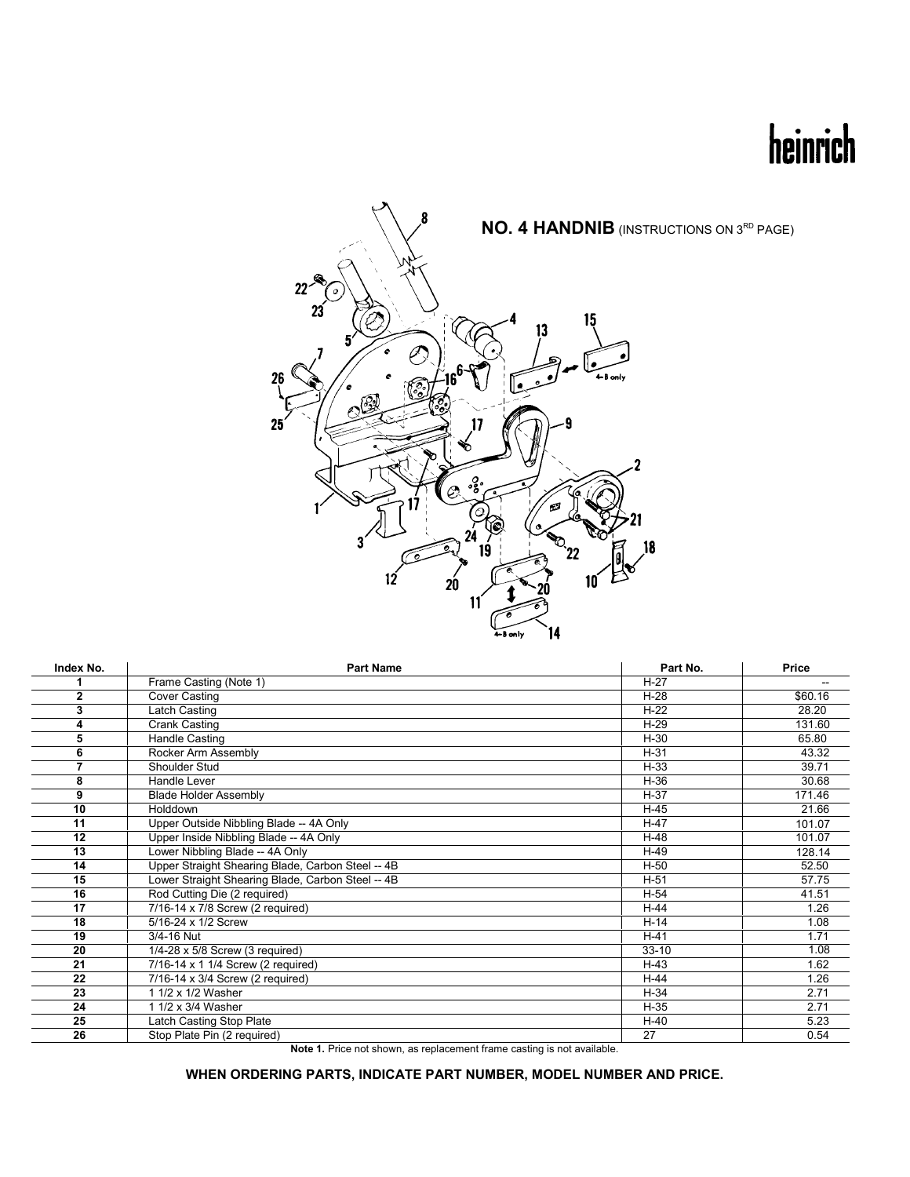heinrich

## NO. 4 HANDNIB (INSTRUCTIONS ON 3RD PAGE)

| Index No. | Part Name | Part No. | Price |
|---|---|---|---|
| 1 | Frame Casting (Note 1) | H-27 | -- |
| 2 | Cover Casting | H-28 | $60.16 |
| 3 | Latch Casting | H-22 | 28.20 |
| 4 | Crank Casting | H-29 | 131.60 |
| 5 | Handle Casting | H-30 | 65.80 |
| 6 | Rocker Arm Assembly | H-31 | 43.32 |
| 7 | Shoulder Stud | H-33 | 39.71 |
| 8 | Handle Lever | H-36 | 30.68 |
| 9 | Blade Holder Assembly | H-37 | 171.46 |
| 10 | Holddown | H-45 | 21.66 |
| 11 | Upper Outside Nibbling Blade -- 4A Only | H-47 | 101.07 |
| 12 | Upper Inside Nibbling Blade -- 4A Only | H-48 | 101.07 |
| 13 | Lower Nibbling Blade -- 4A Only | H-49 | 128.14 |
| 14 | Upper Straight Shearing Blade, Carbon Steel -- 4B | H-50 | 52.50 |
| 15 | Lower Straight Shearing Blade, Carbon Steel -- 4B | H-51 | 57.75 |
| 16 | Rod Cutting Die (2 required) | H-54 | 41.51 |
| 17 | 7/16-14 x 7/8 Screw (2 required) | H-44 | 1.26 |
| 18 | 5/16-24 x 1/2 Screw | H-14 | 1.08 |
| 19 | 3/4-16 Nut | H-41 | 1.71 |
| 20 | 1/4-28 x 5/8 Screw (3 required) | 33-10 | 1.08 |
| 21 | 7/16-14 x 1 1/4 Screw (2 required) | H-43 | 1.62 |
| 22 | 7/16-14 x 3/4 Screw (2 required) | H-44 | 1.26 |
| 23 | 1 1/2 x 1/2 Washer | H-34 | 2.71 |
| 24 | 1 1/2 x 3/4 Washer | H-35 | 2.71 |
| 25 | Latch Casting Stop Plate | H-40 | 5.23 |
| 26 | Stop Plate Pin (2 required) | 27 | 0.54 |

**Note 1.** Price not shown, as replacement frame casting is not available.

**WHEN ORDERING PARTS, INDICATE PART NUMBER, MODEL NUMBER AND PRICE.**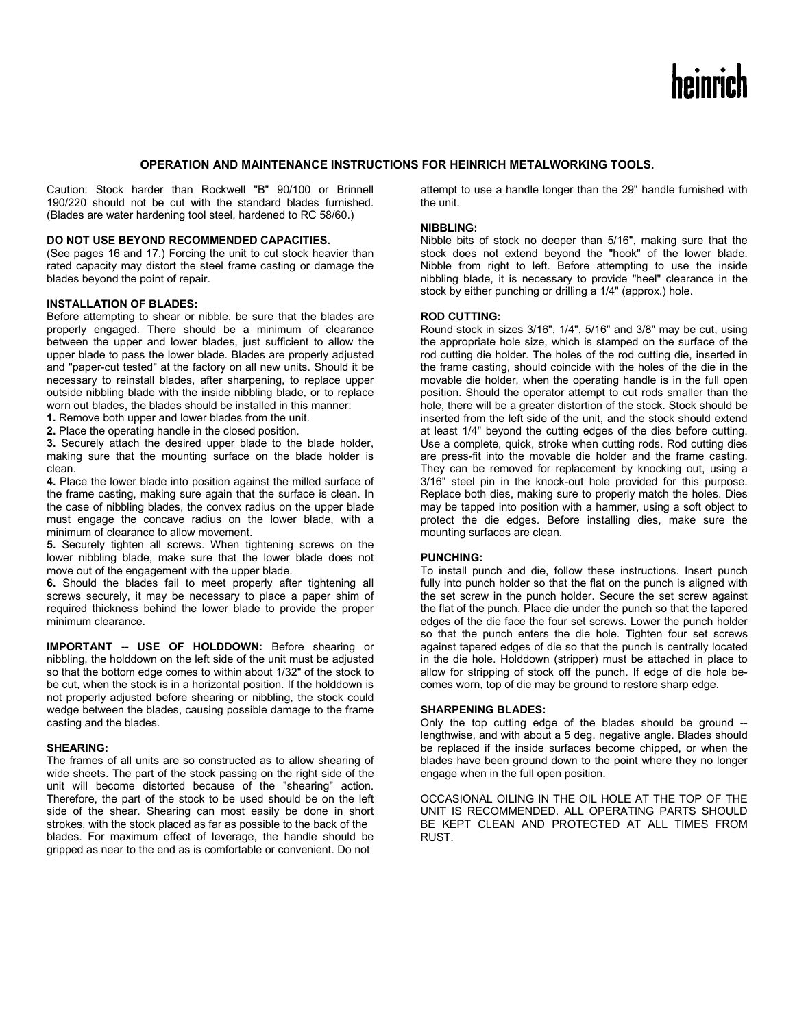heinrich

## OPERATION AND MAINTENANCE INSTRUCTIONS FOR HEINRICH METALWORKING TOOLS.

Caution: Stock harder than Rockwell "B" 90/100 or Brinnell 190/220 should not be cut with the standard blades furnished. (Blades are water hardening tool steel, hardened to RC 58/60.)

**DO NOT USE BEYOND RECOMMENDED CAPACITIES.**
(See pages 16 and 17.) Forcing the unit to cut stock heavier than rated capacity may distort the steel frame casting or damage the blades beyond the point of repair.

**INSTALLATION OF BLADES:**
Before attempting to shear or nibble, be sure that the blades are properly engaged. There should be a minimum of clearance between the upper and lower blades, just sufficient to allow the upper blade to pass the lower blade. Blades are properly adjusted and "paper-cut tested" at the factory on all new units. Should it be necessary to reinstall blades, after sharpening, to replace upper outside nibbling blade with the inside nibbling blade, or to replace worn out blades, the blades should be installed in this manner:

**1.** Remove both upper and lower blades from the unit.
**2.** Place the operating handle in the closed position.
**3.** Securely attach the desired upper blade to the blade holder, making sure that the mounting surface on the blade holder is clean.
**4.** Place the lower blade into position against the milled surface of the frame casting, making sure again that the surface is clean. In the case of nibbling blades, the convex radius on the upper blade must engage the concave radius on the lower blade, with a minimum of clearance to allow movement.
**5.** Securely tighten all screws. When tightening screws on the lower nibbling blade, make sure that the lower blade does not move out of the engagement with the upper blade.
**6.** Should the blades fail to meet properly after tightening all screws securely, it may be necessary to place a paper shim of required thickness behind the lower blade to provide the proper minimum clearance.

**IMPORTANT -- USE OF HOLDDOWN:** Before shearing or nibbling, the holddown on the left side of the unit must be adjusted so that the bottom edge comes to within about 1/32" of the stock to be cut, when the stock is in a horizontal position. If the holddown is not properly adjusted before shearing or nibbling, the stock could wedge between the blades, causing possible damage to the frame casting and the blades.

**SHEARING:**
The frames of all units are so constructed as to allow shearing of wide sheets. The part of the stock passing on the right side of the unit will become distorted because of the "shearing" action. Therefore, the part of the stock to be used should be on the left side of the shear. Shearing can most easily be done in short strokes, with the stock placed as far as possible to the back of the blades. For maximum effect of leverage, the handle should be gripped as near to the end as is comfortable or convenient. Do not attempt to use a handle longer than the 29" handle furnished with the unit.

**NIBBLING:**
Nibble bits of stock no deeper than 5/16", making sure that the stock does not extend beyond the "hook" of the lower blade. Nibble from right to left. Before attempting to use the inside nibbling blade, it is necessary to provide "heel" clearance in the stock by either punching or drilling a 1/4" (approx.) hole.

**ROD CUTTING:**
Round stock in sizes 3/16", 1/4", 5/16" and 3/8" may be cut, using the appropriate hole size, which is stamped on the surface of the rod cutting die holder. The holes of the rod cutting die, inserted in the frame casting, should coincide with the holes of the die in the movable die holder, when the operating handle is in the full open position. Should the operator attempt to cut rods smaller than the hole, there will be a greater distortion of the stock. Stock should be inserted from the left side of the unit, and the stock should extend at least 1/4" beyond the cutting edges of the dies before cutting. Use a complete, quick, stroke when cutting rods. Rod cutting dies are press-fit into the movable die holder and the frame casting. They can be removed for replacement by knocking out, using a 3/16" steel pin in the knock-out hole provided for this purpose. Replace both dies, making sure to properly match the holes. Dies may be tapped into position with a hammer, using a soft object to protect the die edges. Before installing dies, make sure the mounting surfaces are clean.

**PUNCHING:**
To install punch and die, follow these instructions. Insert punch fully into punch holder so that the flat on the punch is aligned with the set screw in the punch holder. Secure the set screw against the flat of the punch. Place die under the punch so that the tapered edges of the die face the four set screws. Lower the punch holder so that the punch enters the die hole. Tighten four set screws against tapered edges of die so that the punch is centrally located in the die hole. Holddown (stripper) must be attached in place to allow for stripping of stock off the punch. If edge of die hole becomes worn, top of die may be ground to restore sharp edge.

**SHARPENING BLADES:**
Only the top cutting edge of the blades should be ground -- lengthwise, and with about a 5 deg. negative angle. Blades should be replaced if the inside surfaces become chipped, or when the blades have been ground down to the point where they no longer engage when in the full open position.

OCCASIONAL OILING IN THE OIL HOLE AT THE TOP OF THE UNIT IS RECOMMENDED. ALL OPERATING PARTS SHOULD BE KEPT CLEAN AND PROTECTED AT ALL TIMES FROM RUST.